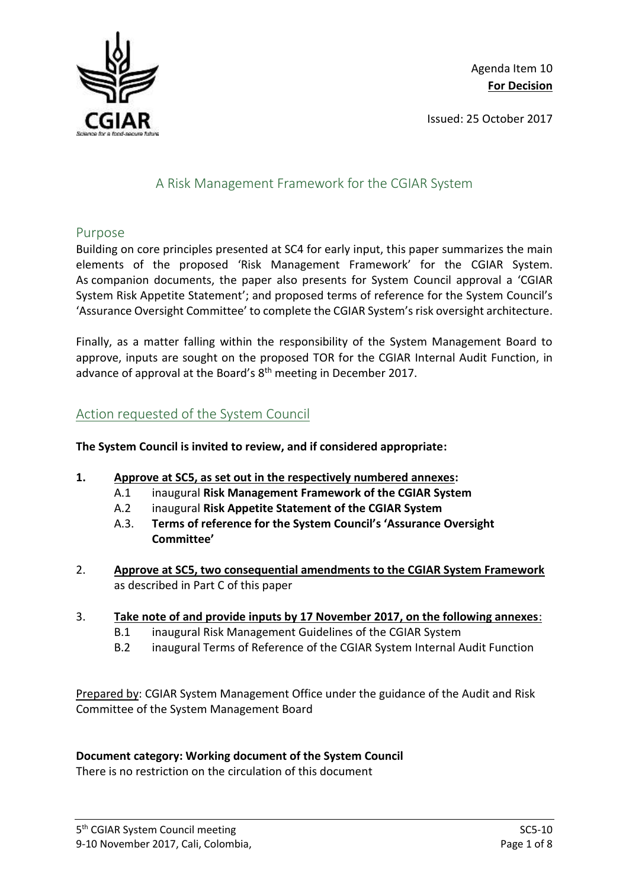Agenda Item 10
**For Decision**

Issued: 25 October 2017

# A Risk Management Framework for the CGIAR System

## Purpose

Building on core principles presented at SC4 for early input, this paper summarizes the main elements of the proposed 'Risk Management Framework' for the CGIAR System. As companion documents, the paper also presents for System Council approval a 'CGIAR System Risk Appetite Statement'; and proposed terms of reference for the System Council's 'Assurance Oversight Committee' to complete the CGIAR System's risk oversight architecture.

Finally, as a matter falling within the responsibility of the System Management Board to approve, inputs are sought on the proposed TOR for the CGIAR Internal Audit Function, in advance of approval at the Board's 8th meeting in December 2017.

## Action requested of the System Council

**The System Council is invited to review, and if considered appropriate:**

1. **Approve at SC5, as set out in the respectively numbered annexes:**
   - A.1 inaugural **Risk Management Framework of the CGIAR System**
   - A.2 inaugural **Risk Appetite Statement of the CGIAR System**
   - A.3. **Terms of reference for the System Council's 'Assurance Oversight Committee'**

2. **Approve at SC5, two consequential amendments to the CGIAR System Framework** as described in Part C of this paper

3. **Take note of and provide inputs by 17 November 2017, on the following annexes**:
   - B.1 inaugural Risk Management Guidelines of the CGIAR System
   - B.2 inaugural Terms of Reference of the CGIAR System Internal Audit Function

Prepared by: CGIAR System Management Office under the guidance of the Audit and Risk Committee of the System Management Board

**Document category: Working document of the System Council**
There is no restriction on the circulation of this document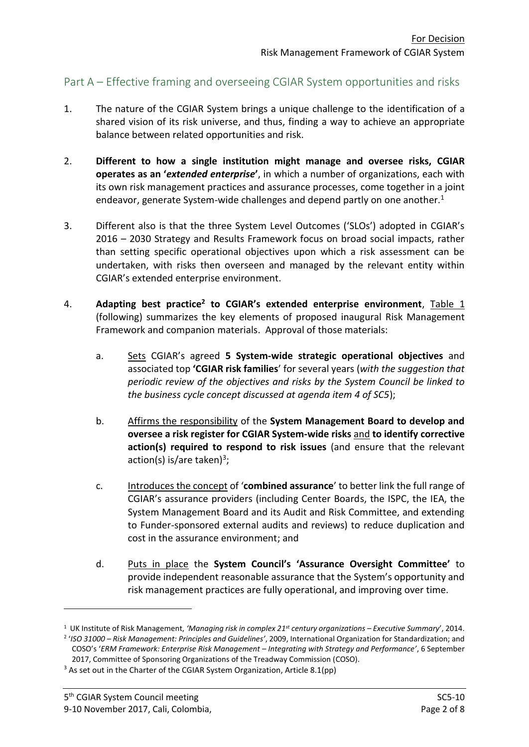## Part A – Effective framing and overseeing CGIAR System opportunities and risks

1. The nature of the CGIAR System brings a unique challenge to the identification of a shared vision of its risk universe, and thus, finding a way to achieve an appropriate balance between related opportunities and risk.

2. **Different to how a single institution might manage and oversee risks, CGIAR operates as an '*extended enterprise*'**, in which a number of organizations, each with its own risk management practices and assurance processes, come together in a joint endeavor, generate System-wide challenges and depend partly on one another.[1]

3. Different also is that the three System Level Outcomes ('SLOs') adopted in CGIAR's 2016 – 2030 Strategy and Results Framework focus on broad social impacts, rather than setting specific operational objectives upon which a risk assessment can be undertaken, with risks then overseen and managed by the relevant entity within CGIAR's extended enterprise environment.

4. **Adapting best practice[2] to CGIAR's extended enterprise environment**, Table 1 (following) summarizes the key elements of proposed inaugural Risk Management Framework and companion materials. Approval of those materials:

   a. Sets CGIAR's agreed **5 System-wide strategic operational objectives** and associated top **'CGIAR risk families**' for several years (*with the suggestion that periodic review of the objectives and risks by the System Council be linked to the business cycle concept discussed at agenda item 4 of SC5*);

   b. Affirms the responsibility of the **System Management Board to develop and oversee a risk register for CGIAR System-wide risks** and **to identify corrective action(s) required to respond to risk issues** (and ensure that the relevant action(s) is/are taken)[3];

   c. Introduces the concept of '**combined assurance**' to better link the full range of CGIAR's assurance providers (including Center Boards, the ISPC, the IEA, the System Management Board and its Audit and Risk Committee, and extending to Funder-sponsored external audits and reviews) to reduce duplication and cost in the assurance environment; and

   d. Puts in place the **System Council's 'Assurance Oversight Committee'** to provide independent reasonable assurance that the System's opportunity and risk management practices are fully operational, and improving over time.

---

[1] UK Institute of Risk Management, *'Managing risk in complex 21st century organizations – Executive Summary*', 2014.

[2] '*ISO 31000 – Risk Management: Principles and Guidelines'*, 2009, International Organization for Standardization; and COSO's '*ERM Framework: Enterprise Risk Management – Integrating with Strategy and Performance'*, 6 September 2017, Committee of Sponsoring Organizations of the Treadway Commission (COSO).

[3] As set out in the Charter of the CGIAR System Organization, Article 8.1(pp)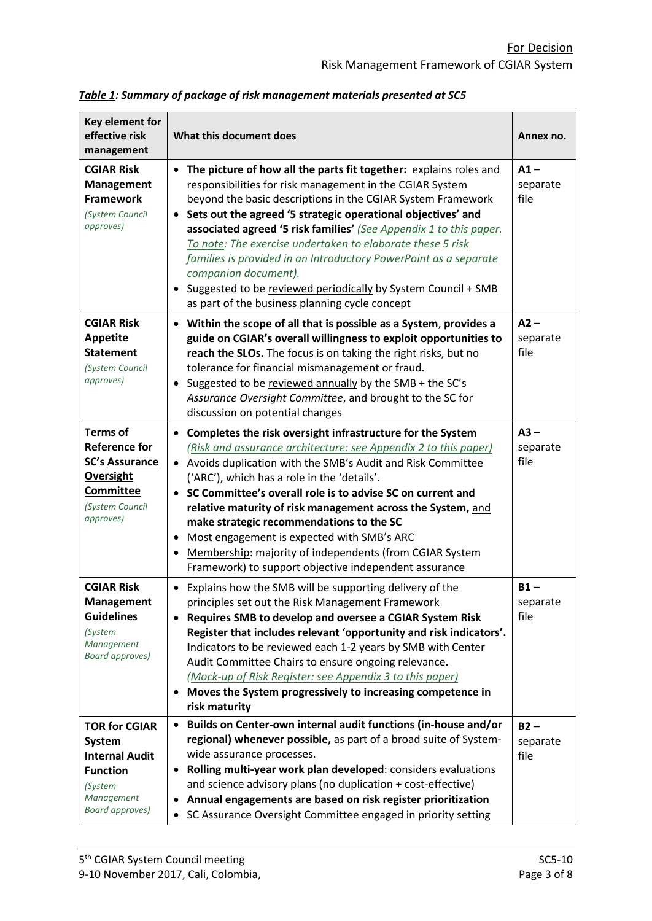*Table 1: Summary of package of risk management materials presented at SC5*

| Key element for effective risk management | What this document does | Annex no. |
|---|---|---|
| **CGIAR Risk Management Framework** *(System Council approves)* | • **The picture of how all the parts fit together:** explains roles and responsibilities for risk management in the CGIAR System beyond the basic descriptions in the CGIAR System Framework<br>• **Sets out the agreed '5 strategic operational objectives' and associated agreed '5 risk families'** *(See Appendix 1 to this paper. To note: The exercise undertaken to elaborate these 5 risk families is provided in an Introductory PowerPoint as a separate companion document).*<br>• Suggested to be reviewed periodically by System Council + SMB as part of the business planning cycle concept | **A1** – separate file |
| **CGIAR Risk Appetite Statement** *(System Council approves)* | • **Within the scope of all that is possible as a System, provides a guide on CGIAR's overall willingness to exploit opportunities to reach the SLOs.** The focus is on taking the right risks, but no tolerance for financial mismanagement or fraud.<br>• Suggested to be reviewed annually by the SMB + the SC's *Assurance Oversight Committee*, and brought to the SC for discussion on potential changes | **A2** – separate file |
| **Terms of Reference for SC's Assurance Oversight Committee** *(System Council approves)* | • **Completes the risk oversight infrastructure for the System** *(Risk and assurance architecture: see Appendix 2 to this paper)*<br>• Avoids duplication with the SMB's Audit and Risk Committee ('ARC'), which has a role in the 'details'.<br>• **SC Committee's overall role is to advise SC on current and relative maturity of risk management across the System, and make strategic recommendations to the SC**<br>• Most engagement is expected with SMB's ARC<br>• Membership: majority of independents (from CGIAR System Framework) to support objective independent assurance | **A3** – separate file |
| **CGIAR Risk Management Guidelines** *(System Management Board approves)* | • Explains how the SMB will be supporting delivery of the principles set out the Risk Management Framework<br>• **Requires SMB to develop and oversee a CGIAR System Risk Register that includes relevant 'opportunity and risk indicators'.** Indicators to be reviewed each 1-2 years by SMB with Center Audit Committee Chairs to ensure ongoing relevance. *(Mock-up of Risk Register: see Appendix 3 to this paper)*<br>• **Moves the System progressively to increasing competence in risk maturity** | **B1** – separate file |
| **TOR for CGIAR System Internal Audit Function** *(System Management Board approves)* | • **Builds on Center-own internal audit functions (in-house and/or regional) whenever possible,** as part of a broad suite of System-wide assurance processes.<br>• **Rolling multi-year work plan developed**: considers evaluations and science advisory plans (no duplication + cost-effective)<br>• **Annual engagements are based on risk register prioritization**<br>• SC Assurance Oversight Committee engaged in priority setting | **B2** – separate file |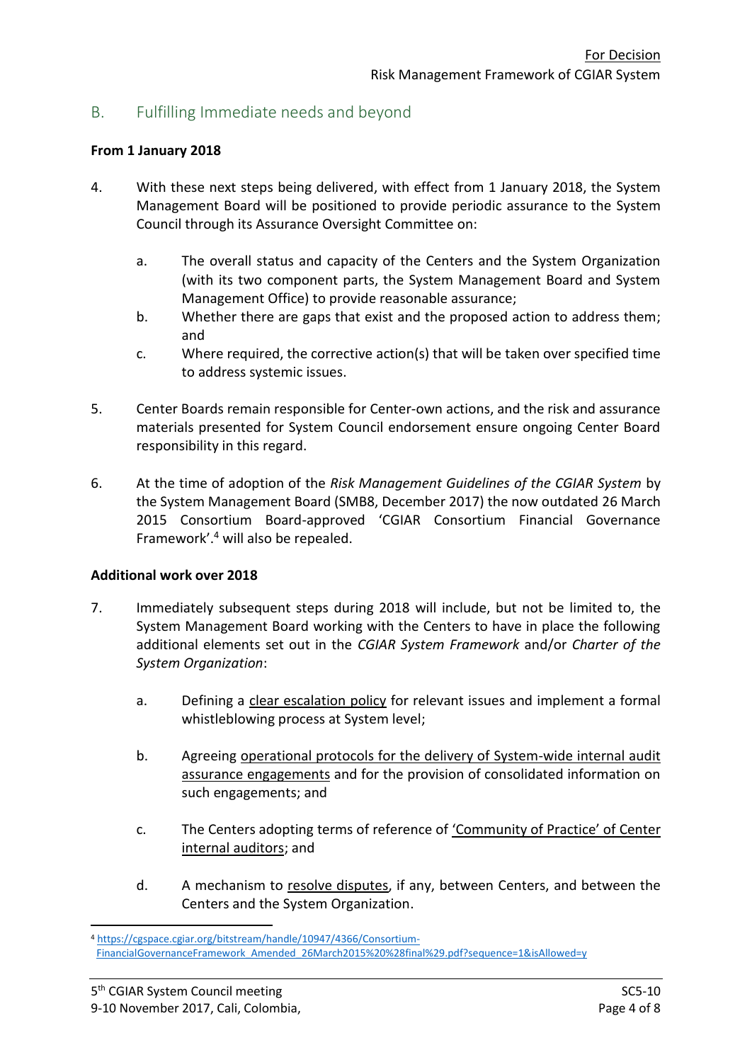## B. Fulfilling Immediate needs and beyond

**From 1 January 2018**

4. With these next steps being delivered, with effect from 1 January 2018, the System Management Board will be positioned to provide periodic assurance to the System Council through its Assurance Oversight Committee on:

    a. The overall status and capacity of the Centers and the System Organization (with its two component parts, the System Management Board and System Management Office) to provide reasonable assurance;
    
    b. Whether there are gaps that exist and the proposed action to address them; and
    
    c. Where required, the corrective action(s) that will be taken over specified time to address systemic issues.

5. Center Boards remain responsible for Center-own actions, and the risk and assurance materials presented for System Council endorsement ensure ongoing Center Board responsibility in this regard.

6. At the time of adoption of the *Risk Management Guidelines of the CGIAR System* by the System Management Board (SMB8, December 2017) the now outdated 26 March 2015 Consortium Board-approved 'CGIAR Consortium Financial Governance Framework'.[4] will also be repealed.

**Additional work over 2018**

7. Immediately subsequent steps during 2018 will include, but not be limited to, the System Management Board working with the Centers to have in place the following additional elements set out in the *CGIAR System Framework* and/or *Charter of the System Organization*:

    a. Defining a clear escalation policy for relevant issues and implement a formal whistleblowing process at System level;
    
    b. Agreeing operational protocols for the delivery of System-wide internal audit assurance engagements and for the provision of consolidated information on such engagements; and
    
    c. The Centers adopting terms of reference of 'Community of Practice' of Center internal auditors; and
    
    d. A mechanism to resolve disputes, if any, between Centers, and between the Centers and the System Organization.

---

[4] https://cgspace.cgiar.org/bitstream/handle/10947/4366/Consortium-FinancialGovernanceFramework_Amended_26March2015%20%28final%29.pdf?sequence=1&isAllowed=y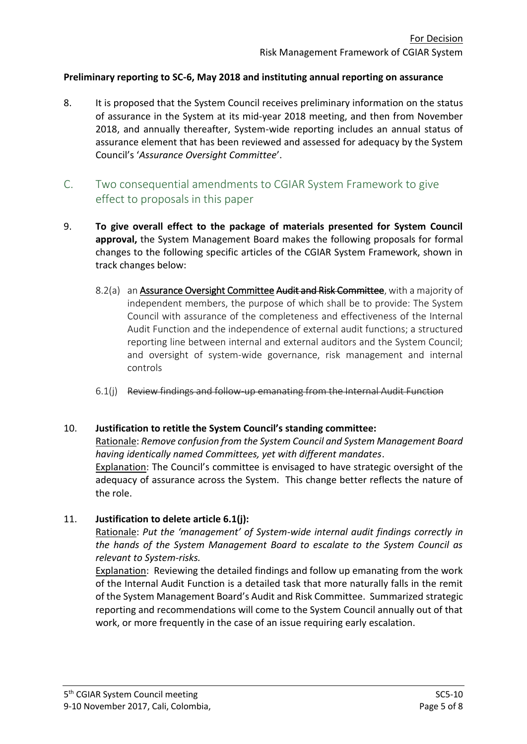**Preliminary reporting to SC-6, May 2018 and instituting annual reporting on assurance**

8. It is proposed that the System Council receives preliminary information on the status of assurance in the System at its mid-year 2018 meeting, and then from November 2018, and annually thereafter, System-wide reporting includes an annual status of assurance element that has been reviewed and assessed for adequacy by the System Council's '*Assurance Oversight Committee*'.

## C. Two consequential amendments to CGIAR System Framework to give effect to proposals in this paper

9. **To give overall effect to the package of materials presented for System Council approval,** the System Management Board makes the following proposals for formal changes to the following specific articles of the CGIAR System Framework, shown in track changes below:

   8.2(a) an <u>Assurance Oversight Committee</u> ~~Audit and Risk Committee~~, with a majority of independent members, the purpose of which shall be to provide: The System Council with assurance of the completeness and effectiveness of the Internal Audit Function and the independence of external audit functions; a structured reporting line between internal and external auditors and the System Council; and oversight of system-wide governance, risk management and internal controls

   6.1(j) ~~Review findings and follow-up emanating from the Internal Audit Function~~

10. **Justification to retitle the System Council's standing committee:**
    <u>Rationale</u>: *Remove confusion from the System Council and System Management Board having identically named Committees, yet with different mandates*.
    <u>Explanation</u>: The Council's committee is envisaged to have strategic oversight of the adequacy of assurance across the System. This change better reflects the nature of the role.

11. **Justification to delete article 6.1(j):**
    <u>Rationale</u>: *Put the 'management' of System-wide internal audit findings correctly in the hands of the System Management Board to escalate to the System Council as relevant to System-risks.*
    <u>Explanation</u>: Reviewing the detailed findings and follow up emanating from the work of the Internal Audit Function is a detailed task that more naturally falls in the remit of the System Management Board's Audit and Risk Committee. Summarized strategic reporting and recommendations will come to the System Council annually out of that work, or more frequently in the case of an issue requiring early escalation.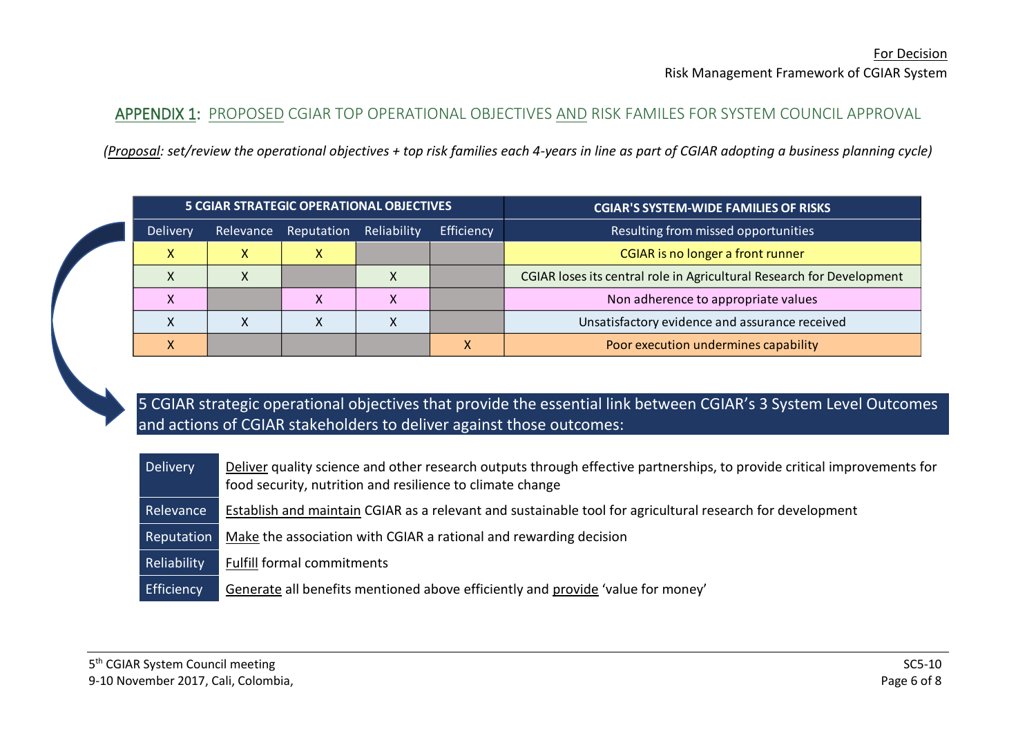## APPENDIX 1: PROPOSED CGIAR TOP OPERATIONAL OBJECTIVES AND RISK FAMILES FOR SYSTEM COUNCIL APPROVAL

*(Proposal: set/review the operational objectives + top risk families each 4-years in line as part of CGIAR adopting a business planning cycle)*

| 5 CGIAR STRATEGIC OPERATIONAL OBJECTIVES | | | | | CGIAR'S SYSTEM-WIDE FAMILIES OF RISKS |
|---|---|---|---|---|---|
| Delivery | Relevance | Reputation | Reliability | Efficiency | Resulting from missed opportunities |
| X | X | X | | | CGIAR is no longer a front runner |
| X | X | | X | | CGIAR loses its central role in Agricultural Research for Development |
| X | | X | X | | Non adherence to appropriate values |
| X | X | X | X | | Unsatisfactory evidence and assurance received |
| X | | | | X | Poor execution undermines capability |

5 CGIAR strategic operational objectives that provide the essential link between CGIAR's 3 System Level Outcomes and actions of CGIAR stakeholders to deliver against those outcomes:

| | |
|---|---|
| Delivery | Deliver quality science and other research outputs through effective partnerships, to provide critical improvements for food security, nutrition and resilience to climate change |
| Relevance | Establish and maintain CGIAR as a relevant and sustainable tool for agricultural research for development |
| Reputation | Make the association with CGIAR a rational and rewarding decision |
| Reliability | Fulfill formal commitments |
| Efficiency | Generate all benefits mentioned above efficiently and provide 'value for money' |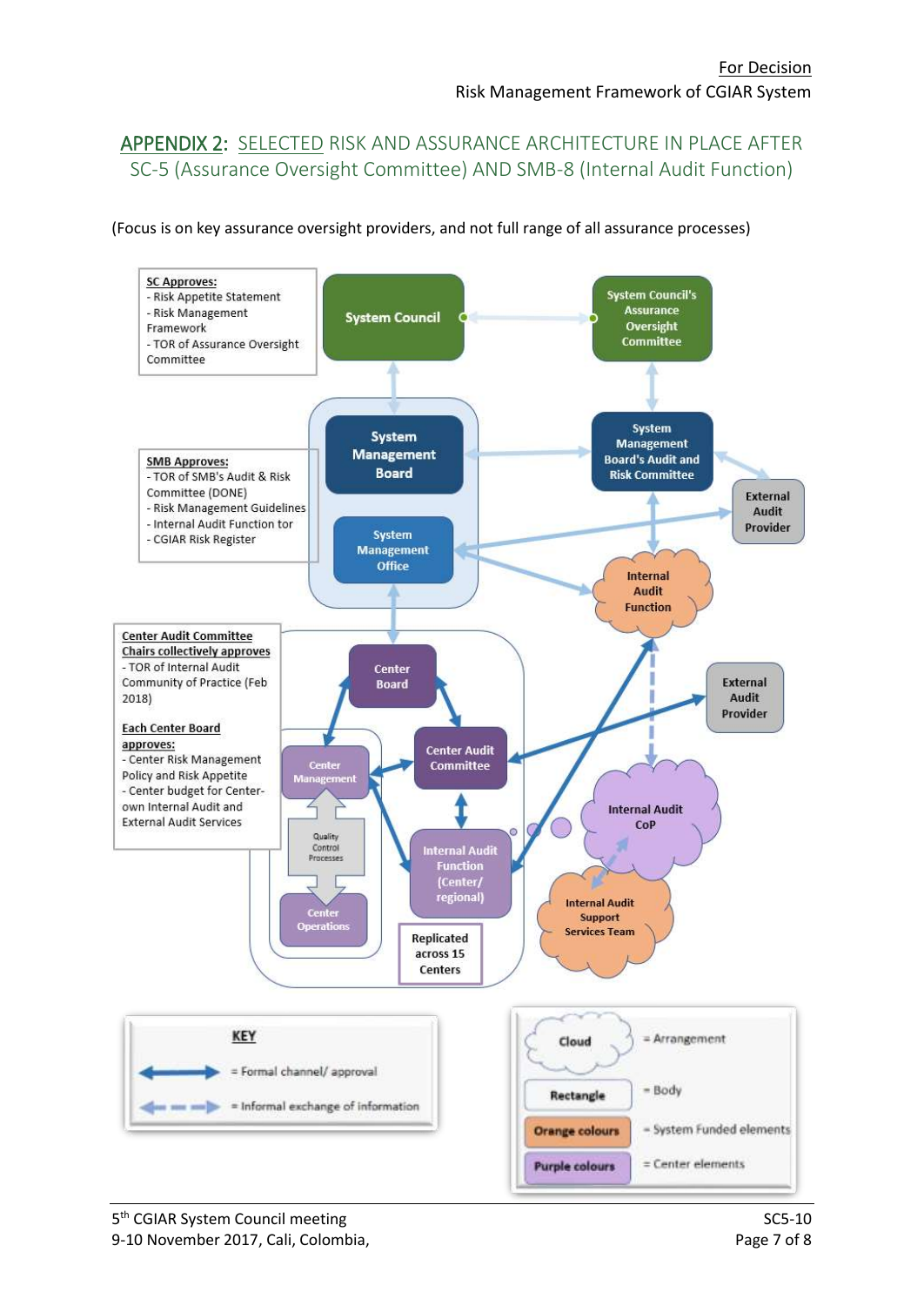## APPENDIX 2: SELECTED RISK AND ASSURANCE ARCHITECTURE IN PLACE AFTER SC-5 (Assurance Oversight Committee) AND SMB-8 (Internal Audit Function)

(Focus is on key assurance oversight providers, and not full range of all assurance processes)

**SC Approves:**
- Risk Appetite Statement
- Risk Management Framework
- TOR of Assurance Oversight Committee

System Council

System Council's Assurance Oversight Committee

**SMB Approves:**
- TOR of SMB's Audit & Risk Committee (DONE)
- Risk Management Guidelines
- Internal Audit Function tor
- CGIAR Risk Register

System Management Board

System Management Board's Audit and Risk Committee

External Audit Provider

System Management Office

Internal Audit Function

**Center Audit Committee Chairs collectively approves**
- TOR of Internal Audit Community of Practice (Feb 2018)

**Each Center Board approves:**
- Center Risk Management Policy and Risk Appetite
- Center budget for Center-own Internal Audit and External Audit Services

Center Board

Center Management

Center Audit Committee

External Audit Provider

Quality Control Processes

Center Operations

Internal Audit Function (Center/ regional)

Internal Audit CoP

Internal Audit Support Services Team

Replicated across 15 Centers

**KEY**

- = Formal channel/ approval
- = Informal exchange of information

- Cloud = Arrangement
- Rectangle = Body
- Orange colours = System Funded elements
- Purple colours = Center elements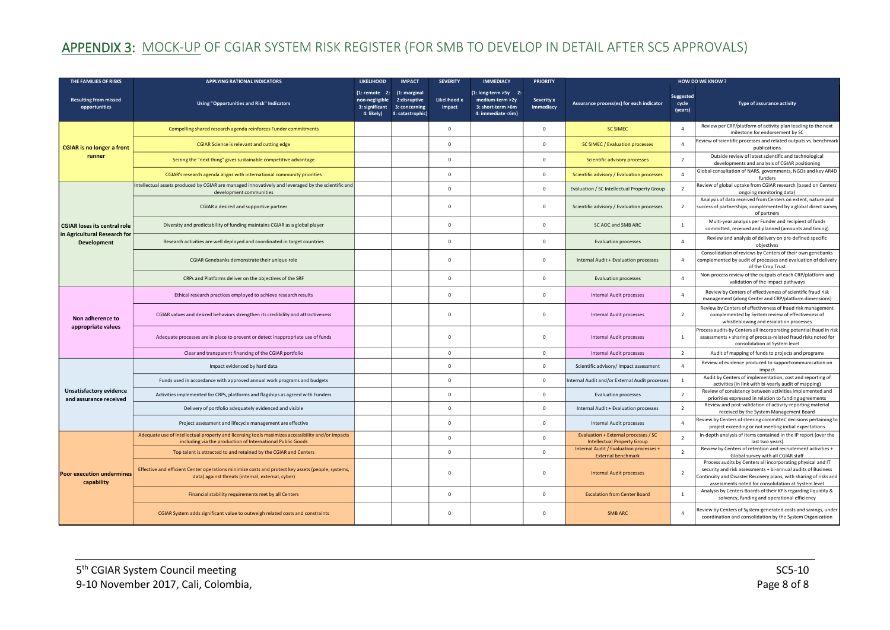## APPENDIX 3: MOCK-UP OF CGIAR SYSTEM RISK REGISTER (FOR SMB TO DEVELOP IN DETAIL AFTER SC5 APPROVALS)

| THE FAMILIES OF RISKS | APPLYING RATIONAL INDICATORS | LIKELIHOOD | IMPACT | SEVERITY | IMMEDIACY | PRIORITY | HOW DO WE KNOW ? | | |
|---|---|---|---|---|---|---|---|---|---|
| Resulting from missed opportunities | Using "Opportunities and Risk" Indicators | (1: remote 2: non-negligible 3: significant 4: likely) | (1: marginal 2:disruptive 3: concerning 4: catastrophic) | Likelihood x Impact | (1: long-term >5y 2: medium-term >2y 3: short-term >6m 4: immediate <6m) | Severity x Immediacy | Assurance process(es) for each indicator | Suggested cycle (years) | Type of assurance activity |
| **CGIAR is no longer a front runner** | Compelling shared research agenda reinforces Funder commitments | | | 0 | | 0 | SC SIMEC | 4 | Review per CRP/platform of activity plan leading to the next milestone for endorsement by SC |
| | CGIAR Science is relevant and cutting edge | | | 0 | | 0 | SC SIMEC / Evaluation processes | 4 | Review of scientific processes and related outputs vs. benchmark publications |
| | Seizing the "next thing" gives sustainable competitive advantage | | | 0 | | 0 | Scientific advisory processes | 2 | Outside review of latest scientific and technological developments and analysis of CGIAR positioning |
| | CGIAR's research agenda aligns with international community priorities | | | 0 | | 0 | Scientific advisory / Evaluation processes | 4 | Global consultation of NARS, governments, NGOs and key AR4D funders |
| **CGIAR loses its central role in Agricultural Research for Development** | Intellectual assets produced by CGIAR are managed innovatively and leveraged by the scientific and development communities | | | 0 | | 0 | Evaluation / SC Intellectual Property Group | 2 | Review of global uptake from CGIAR research (based on Centers' ongoing monitoring data) |
| | CGIAR a desired and supportive partner | | | 0 | | 0 | Scientific advisory / Evaluation processes | 2 | Analysis of data received from Centers on extent, nature and success of partnerships, complemented by a global direct survey of partners |
| | Diversity and predictability of funding maintains CGIAR as a global player | | | 0 | | 0 | SC AOC and SMB ARC | 1 | Multi-year analysis per Funder and recipient of funds committed, received and planned (amounts and timing) |
| | Research activities are well deployed and coordinated in target countries | | | 0 | | 0 | Evaluation processes | 4 | Review and analysis of delivery on pre-defined specific objectives |
| | CGIAR Genebanks demonstrate their unique role | | | 0 | | 0 | Internal Audit + Evaluation processes | 4 | Consolidation of reviews by Centers of their own genebanks complemented by audit of processes and evaluation of delivery of the Crop Trust |
| | CRPs and Platforms deliver on the objectives of the SRF | | | 0 | | 0 | Evaluation processes | 4 | Non-process review of the outputs of each CRP/platform and validation of the impact pathways |
| **Non adherence to appropriate values** | Ethical research practices employed to achieve research results | | | 0 | | 0 | Internal Audit processes | 4 | Review by Centers of effectiveness of scientific fraud risk management (along Center and CRP/platform dimensions) |
| | CGIAR values and desired behaviors strengthen its credibility and attractiveness | | | 0 | | 0 | Internal Audit processes | 2 | Review by Centers of effectiveness of fraud risk management complemented by System review of effectiveness of whistleblowing and escalation processes |
| | Adequate processes are in place to prevent or detect inappropriate use of funds | | | 0 | | 0 | Internal Audit processes | 1 | Process audits by Centers all incorporating potential fraud in risk assessments + sharing of process-related fraud risks noted for consolidation at System level |
| | Clear and transparent financing of the CGIAR portfolio | | | 0 | | 0 | Internal Audit processes | 2 | Audit of mapping of funds to projects and programs |
| **Unsatisfactory evidence and assurance received** | Impact evidenced by hard data | | | 0 | | 0 | Scientific advisory/ Impact assessment | 4 | Review of evidence produced to supportcommunication on impact |
| | Funds used in accordance with approved annual work programs and budgets | | | 0 | | 0 | Internal Audit and/or External Audit processes | 1 | Audit by Centers of implementation, cost and reporting of activities (in link with bi-yearly audit of mapping) |
| | Activities implemented for CRPs, platforms and flagships as agreed with Funders | | | 0 | | 0 | Evaluation processes | 2 | Review of consistency between activities implemented and priorities expressed in relation to funding agreements |
| | Delivery of portfolio adequately evidenced and visible | | | 0 | | 0 | Internal Audit + Evaluation processes | 2 | Review and post-validation of activity-reporting material received by the System Management Board |
| | Project assessment and lifecycle management are effective | | | 0 | | 0 | Internal Audit processes | 4 | Review by Centers of steering committees' decisions pertaining to project exceeding or not meeting initial expectations |
| **Poor execution undermines capability** | Adequate use of intellectual property and licensing tools maximizes accessibility and/or impacts including via the production of International Public Goods | | | 0 | | 0 | Evaluation + External processes / SC Intellectual Property Group | 2 | In-depth analysis of items contained in the IP report (over the last two years) |
| | Top talent is attracted to and retained by the CGIAR and Centers | | | 0 | | 0 | Internal Audit / Evaluation processes + External benchmark | 2 | Review by Centers of retention and recruitement activities + Global survey with all CGIAR staff |
| | Effective and efficient Center operations minimize costs and protect key assets (people, systems, data) against threats (internal, external, cyber) | | | 0 | | 0 | Internal Audit processes | 2 | Process audits by Centers all incorporating physical and IT security and risk assessments + bi-annual audits of Business Continuity and Disaster Recovery plans, with sharing of risks and assessments noted for consolidation at System level |
| | Financial stability requirements met by all Centers | | | 0 | | 0 | Escalation from Center Board | 1 | Analysis by Centers Boards of their KPIs regarding liquidity & solvency, funding and operational efficiency |
| | CGIAR System adds significant value to outweigh related costs and constraints | | | 0 | | 0 | SMB ARC | 4 | Review by Centers of System-generated costs and savings, under coordination and consolidation by the System Organization |